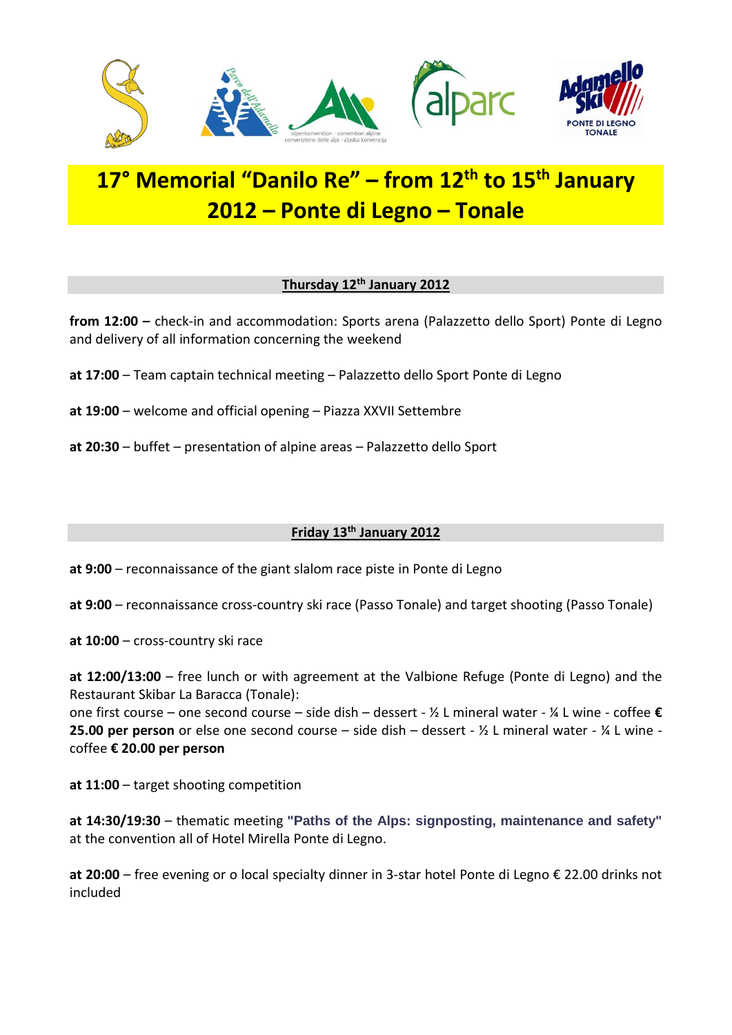# 17° Memorial "Danilo Re" – from 12th to 15th January 2012 – Ponte di Legno – Tonale

## Thursday 12th January 2012

**from 12:00 –** check-in and accommodation: Sports arena (Palazzetto dello Sport) Ponte di Legno and delivery of all information concerning the weekend

**at 17:00** – Team captain technical meeting – Palazzetto dello Sport Ponte di Legno

**at 19:00** – welcome and official opening – Piazza XXVII Settembre

**at 20:30** – buffet – presentation of alpine areas – Palazzetto dello Sport

## Friday 13th January 2012

**at 9:00** – reconnaissance of the giant slalom race piste in Ponte di Legno

**at 9:00** – reconnaissance cross-country ski race (Passo Tonale) and target shooting (Passo Tonale)

**at 10:00** – cross-country ski race

**at 12:00/13:00** – free lunch or with agreement at the Valbione Refuge (Ponte di Legno) and the Restaurant Skibar La Baracca (Tonale):
one first course – one second course – side dish – dessert - ½ L mineral water - ¼ L wine - coffee **€ 25.00 per person** or else one second course – side dish – dessert - ½ L mineral water - ¼ L wine - coffee **€ 20.00 per person**

**at 11:00** – target shooting competition

**at 14:30/19:30** – thematic meeting **"Paths of the Alps: signposting, maintenance and safety"** at the convention all of Hotel Mirella Ponte di Legno.

**at 20:00** – free evening or o local specialty dinner in 3-star hotel Ponte di Legno € 22.00 drinks not included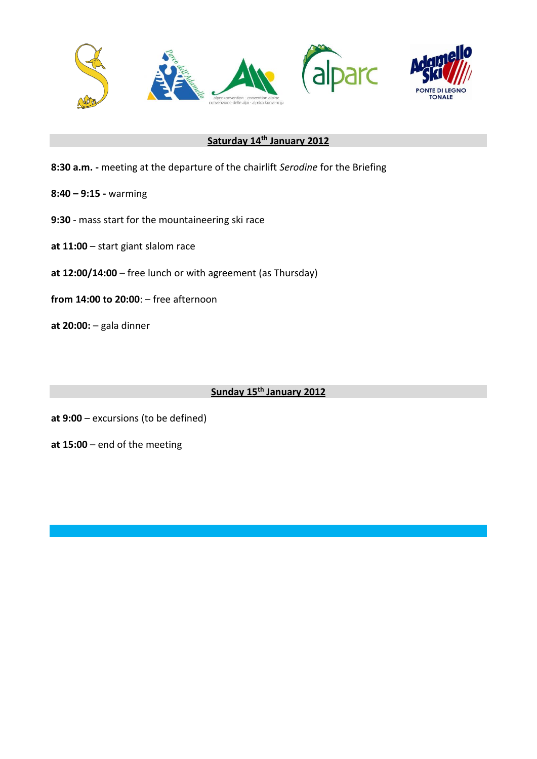## Saturday 14th January 2012

**8:30 a.m. -** meeting at the departure of the chairlift *Serodine* for the Briefing

**8:40 – 9:15 -** warming

**9:30** - mass start for the mountaineering ski race

**at 11:00** – start giant slalom race

**at 12:00/14:00** – free lunch or with agreement (as Thursday)

**from 14:00 to 20:00**: – free afternoon

**at 20:00:** – gala dinner

## Sunday 15th January 2012

**at 9:00** – excursions (to be defined)

**at 15:00** – end of the meeting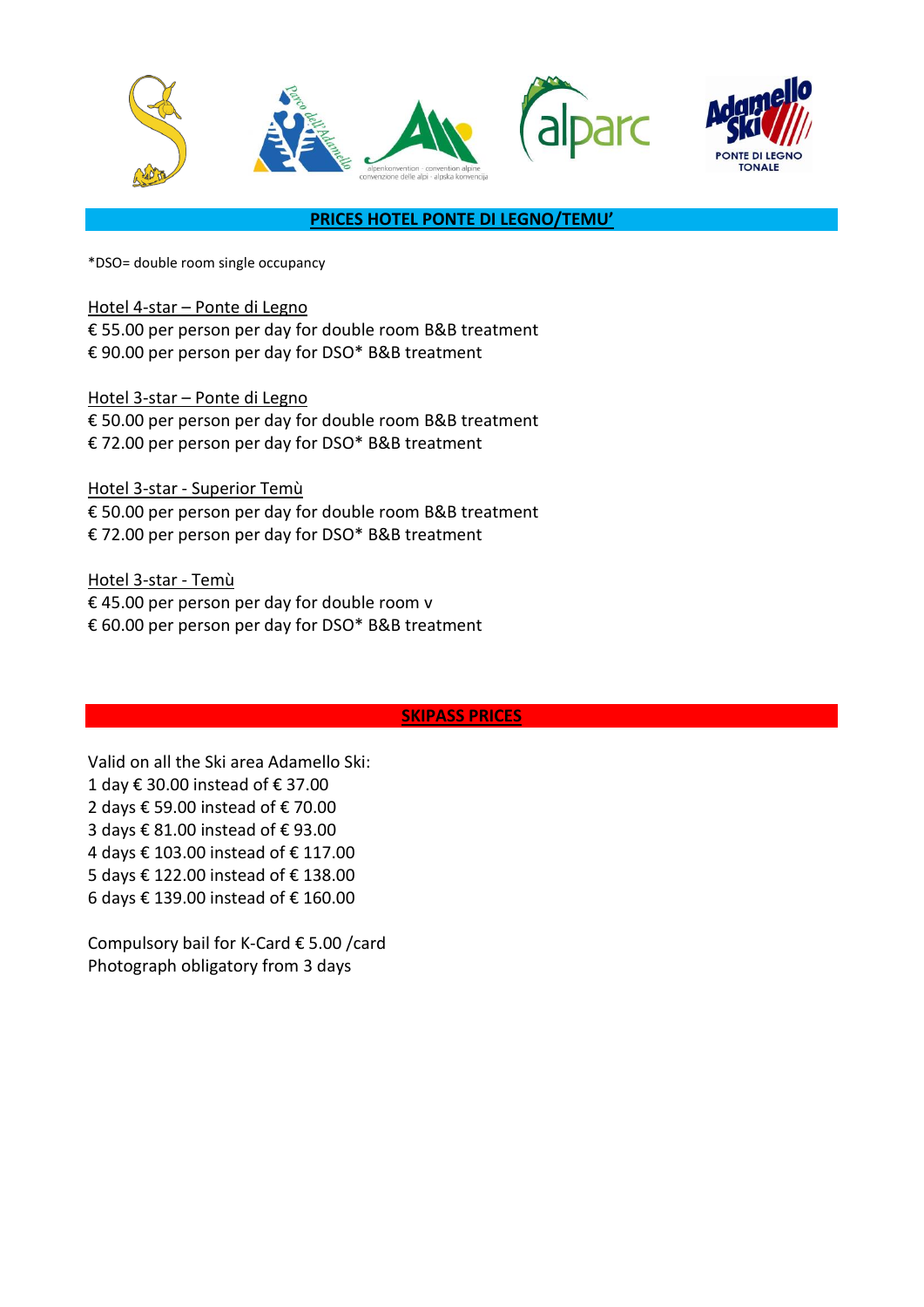## PRICES HOTEL PONTE DI LEGNO/TEMU'

*DSO= double room single occupancy

Hotel 4-star – Ponte di Legno
€ 55.00 per person per day for double room B&B treatment
€ 90.00 per person per day for DSO* B&B treatment

Hotel 3-star – Ponte di Legno
€ 50.00 per person per day for double room B&B treatment
€ 72.00 per person per day for DSO* B&B treatment

Hotel 3-star - Superior Temù
€ 50.00 per person per day for double room B&B treatment
€ 72.00 per person per day for DSO* B&B treatment

Hotel 3-star - Temù
€ 45.00 per person per day for double room v
€ 60.00 per person per day for DSO* B&B treatment

## SKIPASS PRICES

Valid on all the Ski area Adamello Ski:
1 day € 30.00 instead of € 37.00
2 days € 59.00 instead of € 70.00
3 days € 81.00 instead of € 93.00
4 days € 103.00 instead of € 117.00
5 days € 122.00 instead of € 138.00
6 days € 139.00 instead of € 160.00

Compulsory bail for K-Card € 5.00 /card
Photograph obligatory from 3 days